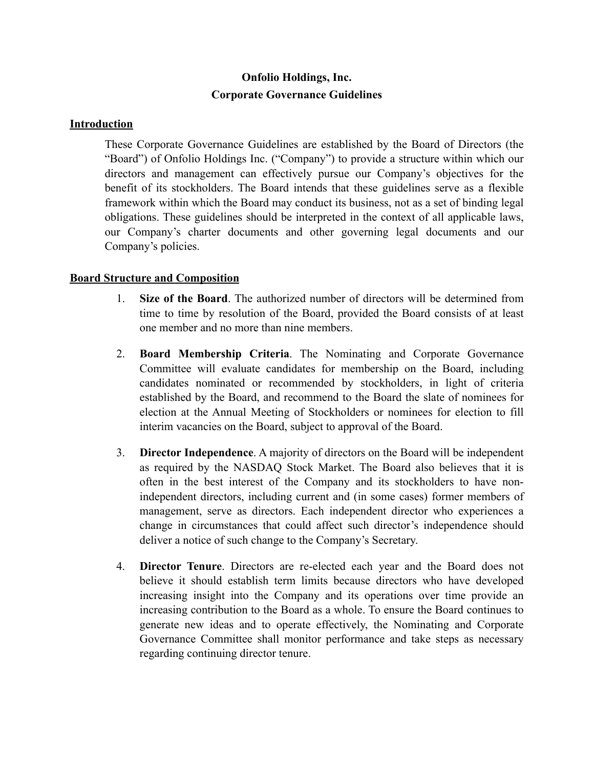# Onfolio Holdings, Inc.
# Corporate Governance Guidelines

## Introduction

These Corporate Governance Guidelines are established by the Board of Directors (the "Board") of Onfolio Holdings Inc. ("Company") to provide a structure within which our directors and management can effectively pursue our Company's objectives for the benefit of its stockholders. The Board intends that these guidelines serve as a flexible framework within which the Board may conduct its business, not as a set of binding legal obligations. These guidelines should be interpreted in the context of all applicable laws, our Company's charter documents and other governing legal documents and our Company's policies.

## Board Structure and Composition

1. **Size of the Board**. The authorized number of directors will be determined from time to time by resolution of the Board, provided the Board consists of at least one member and no more than nine members.

2. **Board Membership Criteria**. The Nominating and Corporate Governance Committee will evaluate candidates for membership on the Board, including candidates nominated or recommended by stockholders, in light of criteria established by the Board, and recommend to the Board the slate of nominees for election at the Annual Meeting of Stockholders or nominees for election to fill interim vacancies on the Board, subject to approval of the Board.

3. **Director Independence**. A majority of directors on the Board will be independent as required by the NASDAQ Stock Market. The Board also believes that it is often in the best interest of the Company and its stockholders to have non-independent directors, including current and (in some cases) former members of management, serve as directors. Each independent director who experiences a change in circumstances that could affect such director's independence should deliver a notice of such change to the Company's Secretary.

4. **Director Tenure**. Directors are re-elected each year and the Board does not believe it should establish term limits because directors who have developed increasing insight into the Company and its operations over time provide an increasing contribution to the Board as a whole. To ensure the Board continues to generate new ideas and to operate effectively, the Nominating and Corporate Governance Committee shall monitor performance and take steps as necessary regarding continuing director tenure.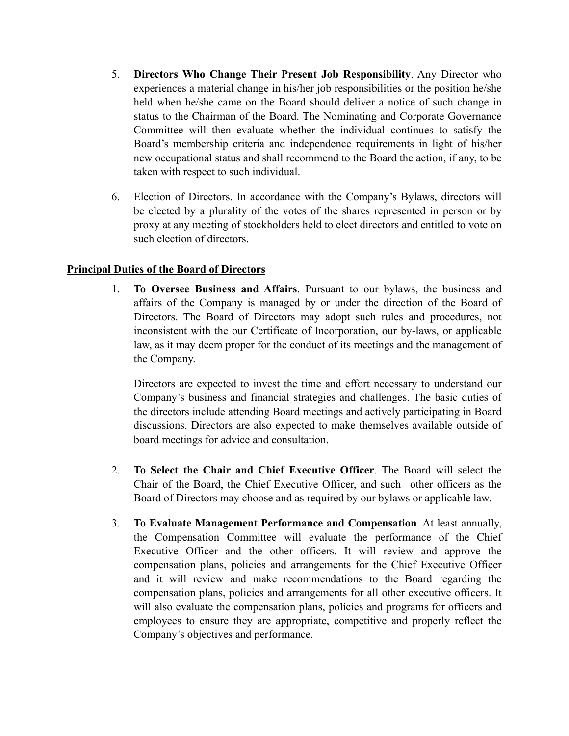5. **Directors Who Change Their Present Job Responsibility**. Any Director who experiences a material change in his/her job responsibilities or the position he/she held when he/she came on the Board should deliver a notice of such change in status to the Chairman of the Board. The Nominating and Corporate Governance Committee will then evaluate whether the individual continues to satisfy the Board's membership criteria and independence requirements in light of his/her new occupational status and shall recommend to the Board the action, if any, to be taken with respect to such individual.

6. Election of Directors. In accordance with the Company's Bylaws, directors will be elected by a plurality of the votes of the shares represented in person or by proxy at any meeting of stockholders held to elect directors and entitled to vote on such election of directors.

**<u>Principal Duties of the Board of Directors</u>**

1. **To Oversee Business and Affairs**. Pursuant to our bylaws, the business and affairs of the Company is managed by or under the direction of the Board of Directors. The Board of Directors may adopt such rules and procedures, not inconsistent with the our Certificate of Incorporation, our by-laws, or applicable law, as it may deem proper for the conduct of its meetings and the management of the Company.

   Directors are expected to invest the time and effort necessary to understand our Company's business and financial strategies and challenges. The basic duties of the directors include attending Board meetings and actively participating in Board discussions. Directors are also expected to make themselves available outside of board meetings for advice and consultation.

2. **To Select the Chair and Chief Executive Officer**. The Board will select the Chair of the Board, the Chief Executive Officer, and such other officers as the Board of Directors may choose and as required by our bylaws or applicable law.

3. **To Evaluate Management Performance and Compensation**. At least annually, the Compensation Committee will evaluate the performance of the Chief Executive Officer and the other officers. It will review and approve the compensation plans, policies and arrangements for the Chief Executive Officer and it will review and make recommendations to the Board regarding the compensation plans, policies and arrangements for all other executive officers. It will also evaluate the compensation plans, policies and programs for officers and employees to ensure they are appropriate, competitive and properly reflect the Company's objectives and performance.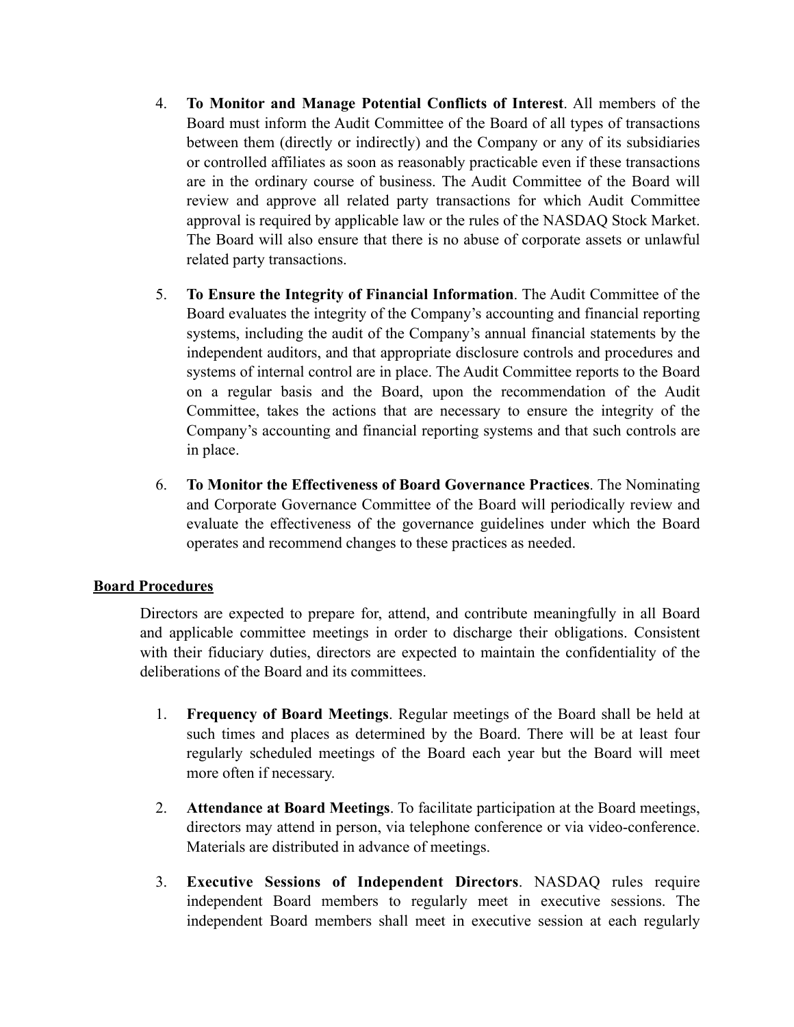4. **To Monitor and Manage Potential Conflicts of Interest**. All members of the Board must inform the Audit Committee of the Board of all types of transactions between them (directly or indirectly) and the Company or any of its subsidiaries or controlled affiliates as soon as reasonably practicable even if these transactions are in the ordinary course of business. The Audit Committee of the Board will review and approve all related party transactions for which Audit Committee approval is required by applicable law or the rules of the NASDAQ Stock Market. The Board will also ensure that there is no abuse of corporate assets or unlawful related party transactions.

5. **To Ensure the Integrity of Financial Information**. The Audit Committee of the Board evaluates the integrity of the Company's accounting and financial reporting systems, including the audit of the Company's annual financial statements by the independent auditors, and that appropriate disclosure controls and procedures and systems of internal control are in place. The Audit Committee reports to the Board on a regular basis and the Board, upon the recommendation of the Audit Committee, takes the actions that are necessary to ensure the integrity of the Company's accounting and financial reporting systems and that such controls are in place.

6. **To Monitor the Effectiveness of Board Governance Practices**. The Nominating and Corporate Governance Committee of the Board will periodically review and evaluate the effectiveness of the governance guidelines under which the Board operates and recommend changes to these practices as needed.

## Board Procedures

Directors are expected to prepare for, attend, and contribute meaningfully in all Board and applicable committee meetings in order to discharge their obligations. Consistent with their fiduciary duties, directors are expected to maintain the confidentiality of the deliberations of the Board and its committees.

1. **Frequency of Board Meetings**. Regular meetings of the Board shall be held at such times and places as determined by the Board. There will be at least four regularly scheduled meetings of the Board each year but the Board will meet more often if necessary.

2. **Attendance at Board Meetings**. To facilitate participation at the Board meetings, directors may attend in person, via telephone conference or via video-conference. Materials are distributed in advance of meetings.

3. **Executive Sessions of Independent Directors**. NASDAQ rules require independent Board members to regularly meet in executive sessions. The independent Board members shall meet in executive session at each regularly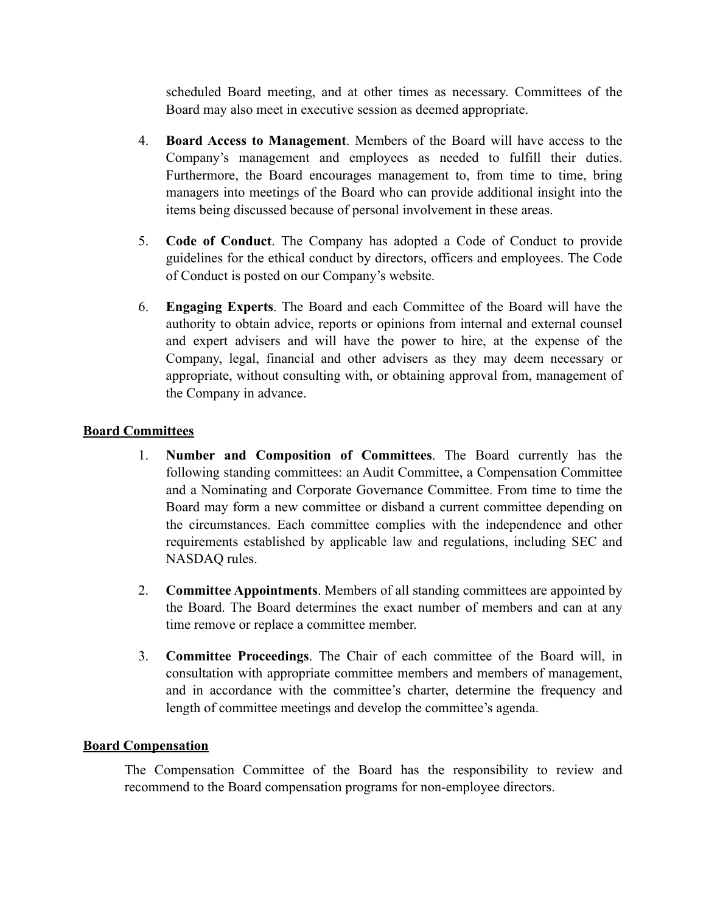scheduled Board meeting, and at other times as necessary. Committees of the Board may also meet in executive session as deemed appropriate.

4. **Board Access to Management**. Members of the Board will have access to the Company's management and employees as needed to fulfill their duties. Furthermore, the Board encourages management to, from time to time, bring managers into meetings of the Board who can provide additional insight into the items being discussed because of personal involvement in these areas.

5. **Code of Conduct**. The Company has adopted a Code of Conduct to provide guidelines for the ethical conduct by directors, officers and employees. The Code of Conduct is posted on our Company's website.

6. **Engaging Experts**. The Board and each Committee of the Board will have the authority to obtain advice, reports or opinions from internal and external counsel and expert advisers and will have the power to hire, at the expense of the Company, legal, financial and other advisers as they may deem necessary or appropriate, without consulting with, or obtaining approval from, management of the Company in advance.

## Board Committees

1. **Number and Composition of Committees**. The Board currently has the following standing committees: an Audit Committee, a Compensation Committee and a Nominating and Corporate Governance Committee. From time to time the Board may form a new committee or disband a current committee depending on the circumstances. Each committee complies with the independence and other requirements established by applicable law and regulations, including SEC and NASDAQ rules.

2. **Committee Appointments**. Members of all standing committees are appointed by the Board. The Board determines the exact number of members and can at any time remove or replace a committee member.

3. **Committee Proceedings**. The Chair of each committee of the Board will, in consultation with appropriate committee members and members of management, and in accordance with the committee's charter, determine the frequency and length of committee meetings and develop the committee's agenda.

## Board Compensation

The Compensation Committee of the Board has the responsibility to review and recommend to the Board compensation programs for non-employee directors.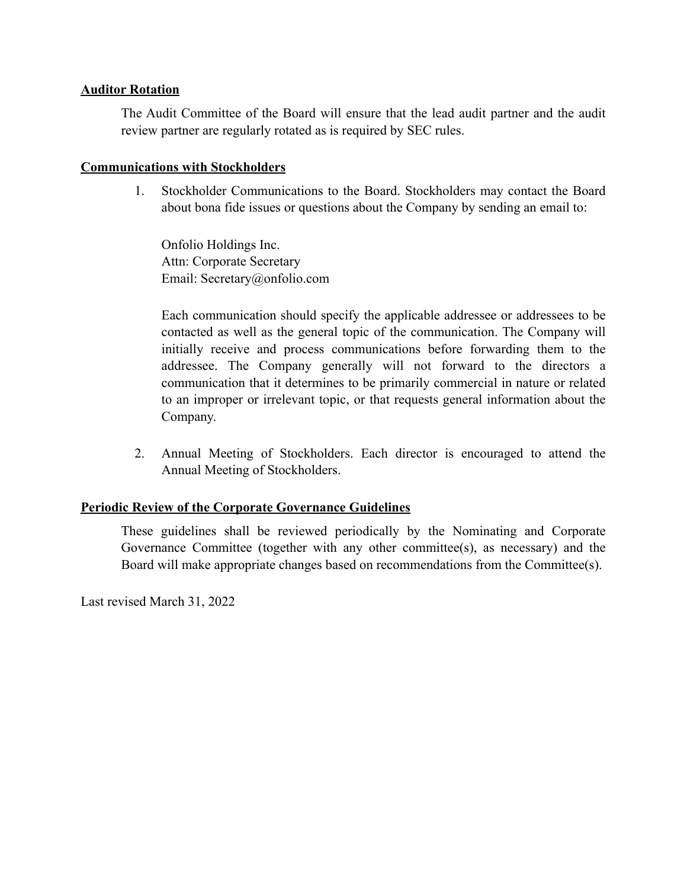**Auditor Rotation**

The Audit Committee of the Board will ensure that the lead audit partner and the audit review partner are regularly rotated as is required by SEC rules.

**Communications with Stockholders**

1. Stockholder Communications to the Board. Stockholders may contact the Board about bona fide issues or questions about the Company by sending an email to:

   Onfolio Holdings Inc.
   Attn: Corporate Secretary
   Email: Secretary@onfolio.com

   Each communication should specify the applicable addressee or addressees to be contacted as well as the general topic of the communication. The Company will initially receive and process communications before forwarding them to the addressee. The Company generally will not forward to the directors a communication that it determines to be primarily commercial in nature or related to an improper or irrelevant topic, or that requests general information about the Company.

2. Annual Meeting of Stockholders. Each director is encouraged to attend the Annual Meeting of Stockholders.

**Periodic Review of the Corporate Governance Guidelines**

These guidelines shall be reviewed periodically by the Nominating and Corporate Governance Committee (together with any other committee(s), as necessary) and the Board will make appropriate changes based on recommendations from the Committee(s).

Last revised March 31, 2022